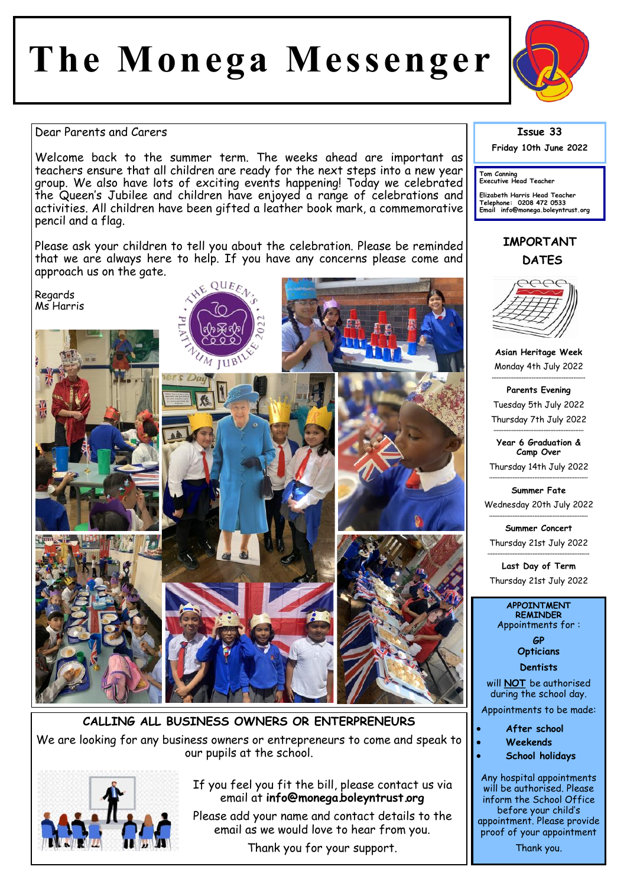# The Monega Messenger

**Issue 33**

**Friday 10th June 2022**

Tom Canning
Executive Head Teacher

Elizabeth Harris Head Teacher
Telephone: 0208 472 0533
Email info@monega.boleyntrust.org

Dear Parents and Carers

Welcome back to the summer term. The weeks ahead are important as teachers ensure that all children are ready for the next steps into a new year group. We also have lots of exciting events happening! Today we celebrated the Queen's Jubilee and children have enjoyed a range of celebrations and activities. All children have been gifted a leather book mark, a commemorative pencil and a flag.

Please ask your children to tell you about the celebration. Please be reminded that we are always here to help. If you have any concerns please come and approach us on the gate.

Regards
Ms Harris

## IMPORTANT DATES

**Asian Heritage Week**
Monday 4th July 2022

**Parents Evening**
Tuesday 5th July 2022
Thursday 7th July 2022

**Year 6 Graduation & Camp Over**
Thursday 14th July 2022

**Summer Fate**
Wednesday 20th July 2022

**Summer Concert**
Thursday 21st July 2022

**Last Day of Term**
Thursday 21st July 2022

## APPOINTMENT REMINDER

Appointments for :

**GP**
**Opticians**
**Dentists**

will **NOT** be authorised during the school day.

Appointments to be made:

- **After school**
- **Weekends**
- **School holidays**

Any hospital appointments will be authorised. Please inform the School Office before your child's appointment. Please provide proof of your appointment

Thank you.

## CALLING ALL BUSINESS OWNERS OR ENTERPRENEURS

We are looking for any business owners or entrepreneurs to come and speak to our pupils at the school.

If you feel you fit the bill, please contact us via email at **info@monega.boleyntrust.org**

Please add your name and contact details to the email as we would love to hear from you.

Thank you for your support.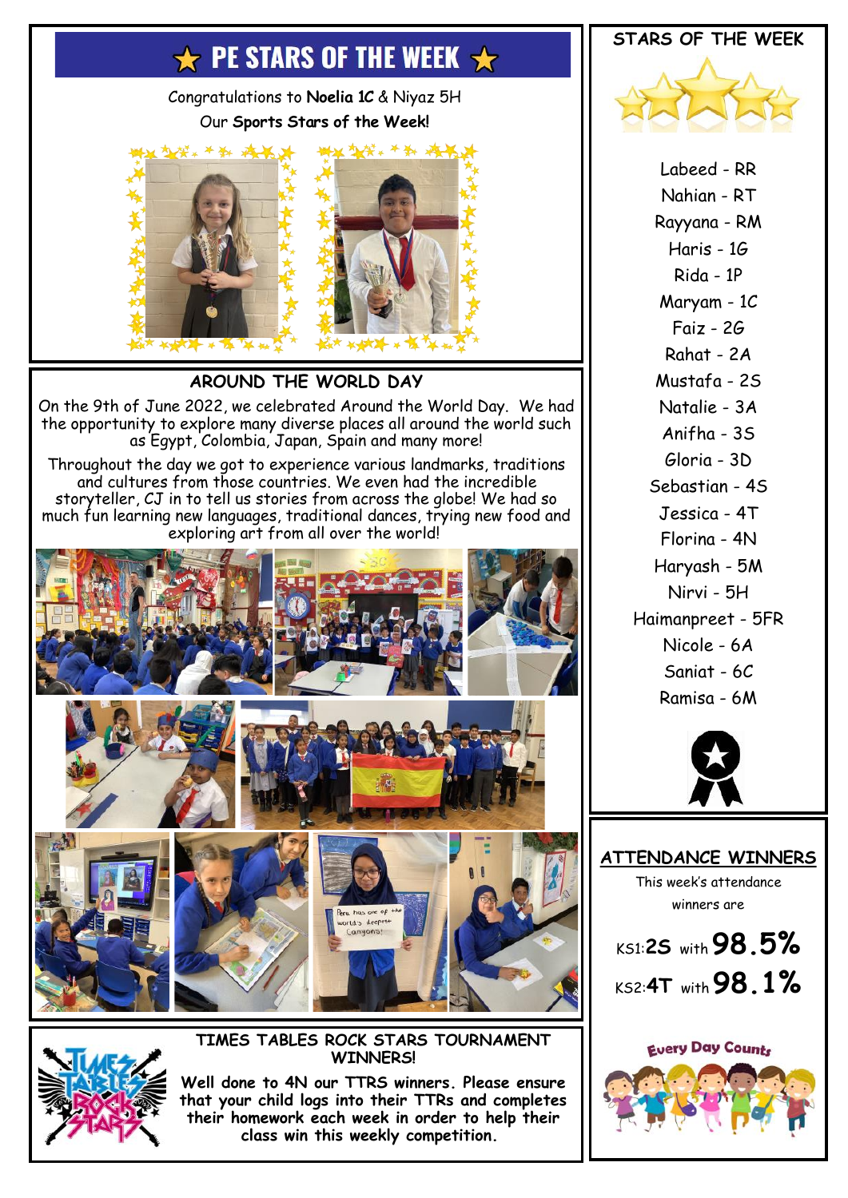# ☆ PE STARS OF THE WEEK ☆

Congratulations to **Noelia 1C** & Niyaz 5H
Our **Sports Stars of the Week!**

## AROUND THE WORLD DAY

On the 9th of June 2022, we celebrated Around the World Day. We had the opportunity to explore many diverse places all around the world such as Egypt, Colombia, Japan, Spain and many more!

Throughout the day we got to experience various landmarks, traditions and cultures from those countries. We even had the incredible storyteller, CJ in to tell us stories from across the globe! We had so much fun learning new languages, traditional dances, trying new food and exploring art from all over the world!

## TIMES TABLES ROCK STARS TOURNAMENT WINNERS!

**Well done to 4N our TTRS winners. Please ensure that your child logs into their TTRs and completes their homework each week in order to help their class win this weekly competition.**

## STARS OF THE WEEK

Labeed - RR
Nahian - RT
Rayyana - RM
Haris - 1G
Rida - 1P
Maryam - 1C
Faiz - 2G
Rahat - 2A
Mustafa - 2S
Natalie - 3A
Anifha - 3S
Gloria - 3D
Sebastian - 4S
Jessica - 4T
Florina - 4N
Haryash - 5M
Nirvi - 5H
Haimanpreet - 5FR
Nicole - 6A
Saniat - 6C
Ramisa - 6M

## ATTENDANCE WINNERS

This week's attendance winners are

KS1: **2S** with **98.5%**
KS2: **4T** with **98.1%**

Every Day Counts